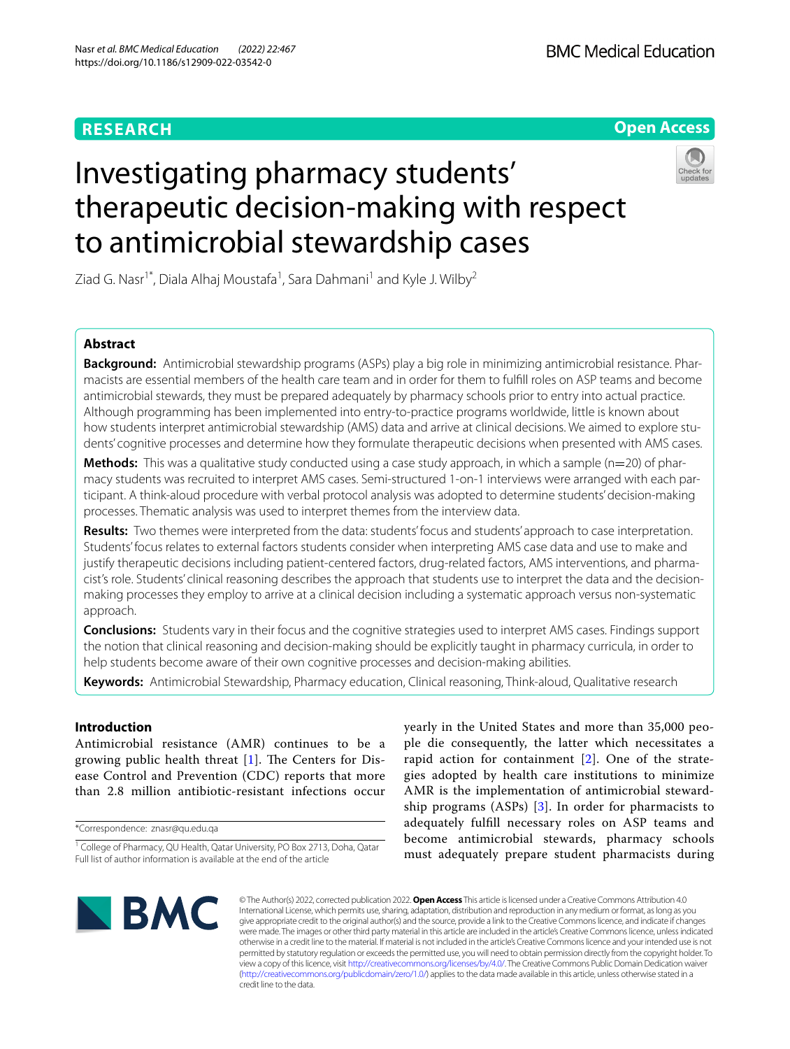RESEARCH

Open Access

# Investigating pharmacy students' therapeutic decision-making with respect to antimicrobial stewardship cases

Ziad G. Nasr[1*], Diala Alhaj Moustafa[1], Sara Dahmani[1] and Kyle J. Wilby[2]

## Abstract

**Background:** Antimicrobial stewardship programs (ASPs) play a big role in minimizing antimicrobial resistance. Pharmacists are essential members of the health care team and in order for them to fulfill roles on ASP teams and become antimicrobial stewards, they must be prepared adequately by pharmacy schools prior to entry into actual practice. Although programming has been implemented into entry-to-practice programs worldwide, little is known about how students interpret antimicrobial stewardship (AMS) data and arrive at clinical decisions. We aimed to explore students' cognitive processes and determine how they formulate therapeutic decisions when presented with AMS cases.

**Methods:** This was a qualitative study conducted using a case study approach, in which a sample (n=20) of pharmacy students was recruited to interpret AMS cases. Semi-structured 1-on-1 interviews were arranged with each participant. A think-aloud procedure with verbal protocol analysis was adopted to determine students' decision-making processes. Thematic analysis was used to interpret themes from the interview data.

**Results:** Two themes were interpreted from the data: students' focus and students' approach to case interpretation. Students' focus relates to external factors students consider when interpreting AMS case data and use to make and justify therapeutic decisions including patient-centered factors, drug-related factors, AMS interventions, and pharmacist's role. Students' clinical reasoning describes the approach that students use to interpret the data and the decision-making processes they employ to arrive at a clinical decision including a systematic approach versus non-systematic approach.

**Conclusions:** Students vary in their focus and the cognitive strategies used to interpret AMS cases. Findings support the notion that clinical reasoning and decision-making should be explicitly taught in pharmacy curricula, in order to help students become aware of their own cognitive processes and decision-making abilities.

**Keywords:** Antimicrobial Stewardship, Pharmacy education, Clinical reasoning, Think-aloud, Qualitative research

## Introduction

Antimicrobial resistance (AMR) continues to be a growing public health threat [1]. The Centers for Disease Control and Prevention (CDC) reports that more than 2.8 million antibiotic-resistant infections occur yearly in the United States and more than 35,000 people die consequently, the latter which necessitates a rapid action for containment [2]. One of the strategies adopted by health care institutions to minimize AMR is the implementation of antimicrobial stewardship programs (ASPs) [3]. In order for pharmacists to adequately fulfill necessary roles on ASP teams and become antimicrobial stewards, pharmacy schools must adequately prepare student pharmacists during

*Correspondence: znasr@qu.edu.qa

[1] College of Pharmacy, QU Health, Qatar University, PO Box 2713, Doha, Qatar
Full list of author information is available at the end of the article

© The Author(s) 2022, corrected publication 2022. **Open Access** This article is licensed under a Creative Commons Attribution 4.0 International License, which permits use, sharing, adaptation, distribution and reproduction in any medium or format, as long as you give appropriate credit to the original author(s) and the source, provide a link to the Creative Commons licence, and indicate if changes were made. The images or other third party material in this article are included in the article's Creative Commons licence, unless indicated otherwise in a credit line to the material. If material is not included in the article's Creative Commons licence and your intended use is not permitted by statutory regulation or exceeds the permitted use, you will need to obtain permission directly from the copyright holder. To view a copy of this licence, visit http://creativecommons.org/licenses/by/4.0/. The Creative Commons Public Domain Dedication waiver (http://creativecommons.org/publicdomain/zero/1.0/) applies to the data made available in this article, unless otherwise stated in a credit line to the data.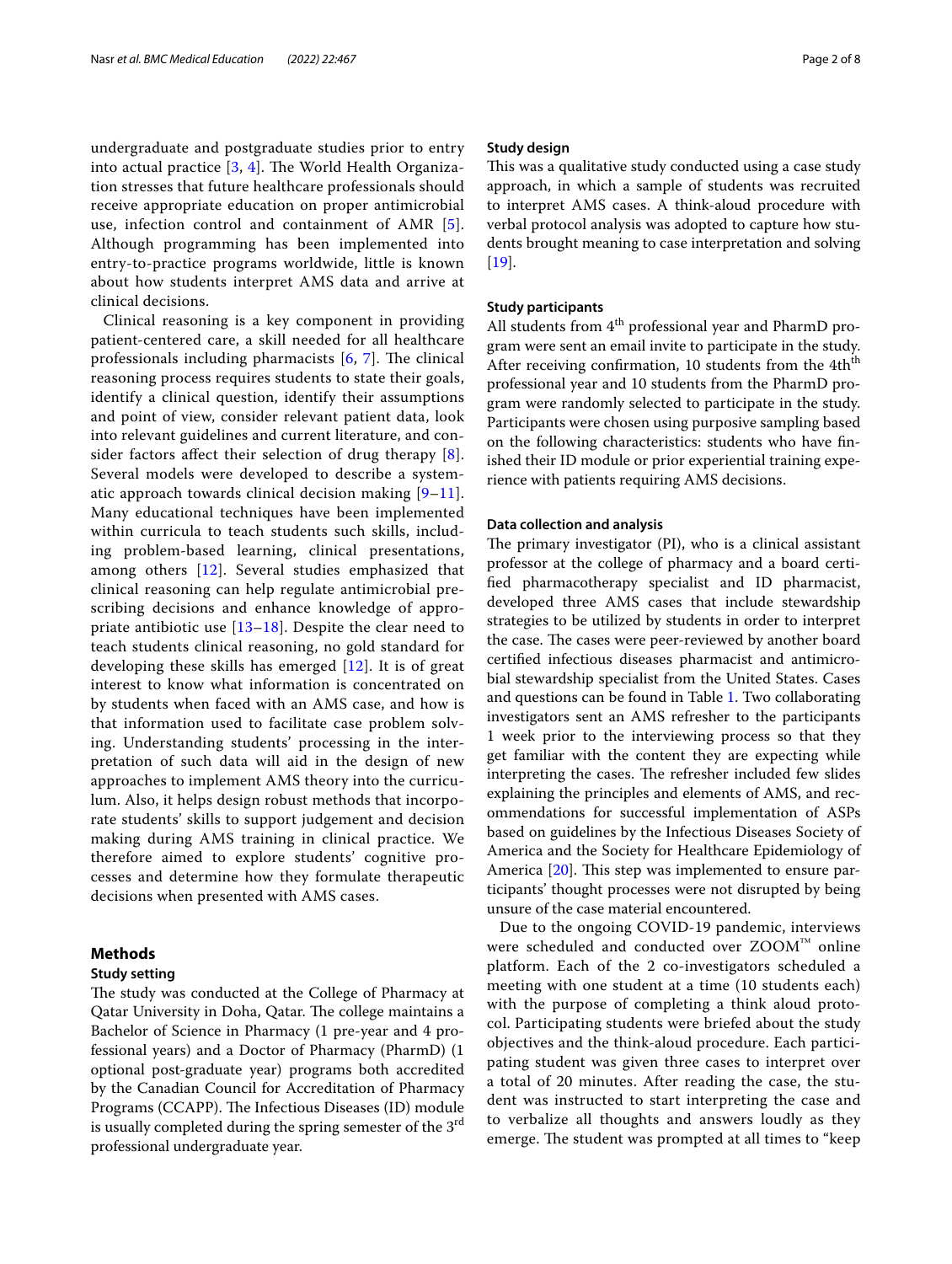undergraduate and postgraduate studies prior to entry into actual practice [3, 4]. The World Health Organization stresses that future healthcare professionals should receive appropriate education on proper antimicrobial use, infection control and containment of AMR [5]. Although programming has been implemented into entry-to-practice programs worldwide, little is known about how students interpret AMS data and arrive at clinical decisions.

Clinical reasoning is a key component in providing patient-centered care, a skill needed for all healthcare professionals including pharmacists [6, 7]. The clinical reasoning process requires students to state their goals, identify a clinical question, identify their assumptions and point of view, consider relevant patient data, look into relevant guidelines and current literature, and consider factors affect their selection of drug therapy [8]. Several models were developed to describe a systematic approach towards clinical decision making [9–11]. Many educational techniques have been implemented within curricula to teach students such skills, including problem-based learning, clinical presentations, among others [12]. Several studies emphasized that clinical reasoning can help regulate antimicrobial prescribing decisions and enhance knowledge of appropriate antibiotic use [13–18]. Despite the clear need to teach students clinical reasoning, no gold standard for developing these skills has emerged [12]. It is of great interest to know what information is concentrated on by students when faced with an AMS case, and how is that information used to facilitate case problem solving. Understanding students' processing in the interpretation of such data will aid in the design of new approaches to implement AMS theory into the curriculum. Also, it helps design robust methods that incorporate students' skills to support judgement and decision making during AMS training in clinical practice. We therefore aimed to explore students' cognitive processes and determine how they formulate therapeutic decisions when presented with AMS cases.

## Methods

### Study setting

The study was conducted at the College of Pharmacy at Qatar University in Doha, Qatar. The college maintains a Bachelor of Science in Pharmacy (1 pre-year and 4 professional years) and a Doctor of Pharmacy (PharmD) (1 optional post-graduate year) programs both accredited by the Canadian Council for Accreditation of Pharmacy Programs (CCAPP). The Infectious Diseases (ID) module is usually completed during the spring semester of the 3rd professional undergraduate year.

### Study design

This was a qualitative study conducted using a case study approach, in which a sample of students was recruited to interpret AMS cases. A think-aloud procedure with verbal protocol analysis was adopted to capture how students brought meaning to case interpretation and solving [19].

### Study participants

All students from 4th professional year and PharmD program were sent an email invite to participate in the study. After receiving confirmation, 10 students from the 4th professional year and 10 students from the PharmD program were randomly selected to participate in the study. Participants were chosen using purposive sampling based on the following characteristics: students who have finished their ID module or prior experiential training experience with patients requiring AMS decisions.

### Data collection and analysis

The primary investigator (PI), who is a clinical assistant professor at the college of pharmacy and a board certified pharmacotherapy specialist and ID pharmacist, developed three AMS cases that include stewardship strategies to be utilized by students in order to interpret the case. The cases were peer-reviewed by another board certified infectious diseases pharmacist and antimicrobial stewardship specialist from the United States. Cases and questions can be found in Table 1. Two collaborating investigators sent an AMS refresher to the participants 1 week prior to the interviewing process so that they get familiar with the content they are expecting while interpreting the cases. The refresher included few slides explaining the principles and elements of AMS, and recommendations for successful implementation of ASPs based on guidelines by the Infectious Diseases Society of America and the Society for Healthcare Epidemiology of America [20]. This step was implemented to ensure participants' thought processes were not disrupted by being unsure of the case material encountered.

Due to the ongoing COVID-19 pandemic, interviews were scheduled and conducted over ZOOM™ online platform. Each of the 2 co-investigators scheduled a meeting with one student at a time (10 students each) with the purpose of completing a think aloud protocol. Participating students were briefed about the study objectives and the think-aloud procedure. Each participating student was given three cases to interpret over a total of 20 minutes. After reading the case, the student was instructed to start interpreting the case and to verbalize all thoughts and answers loudly as they emerge. The student was prompted at all times to "keep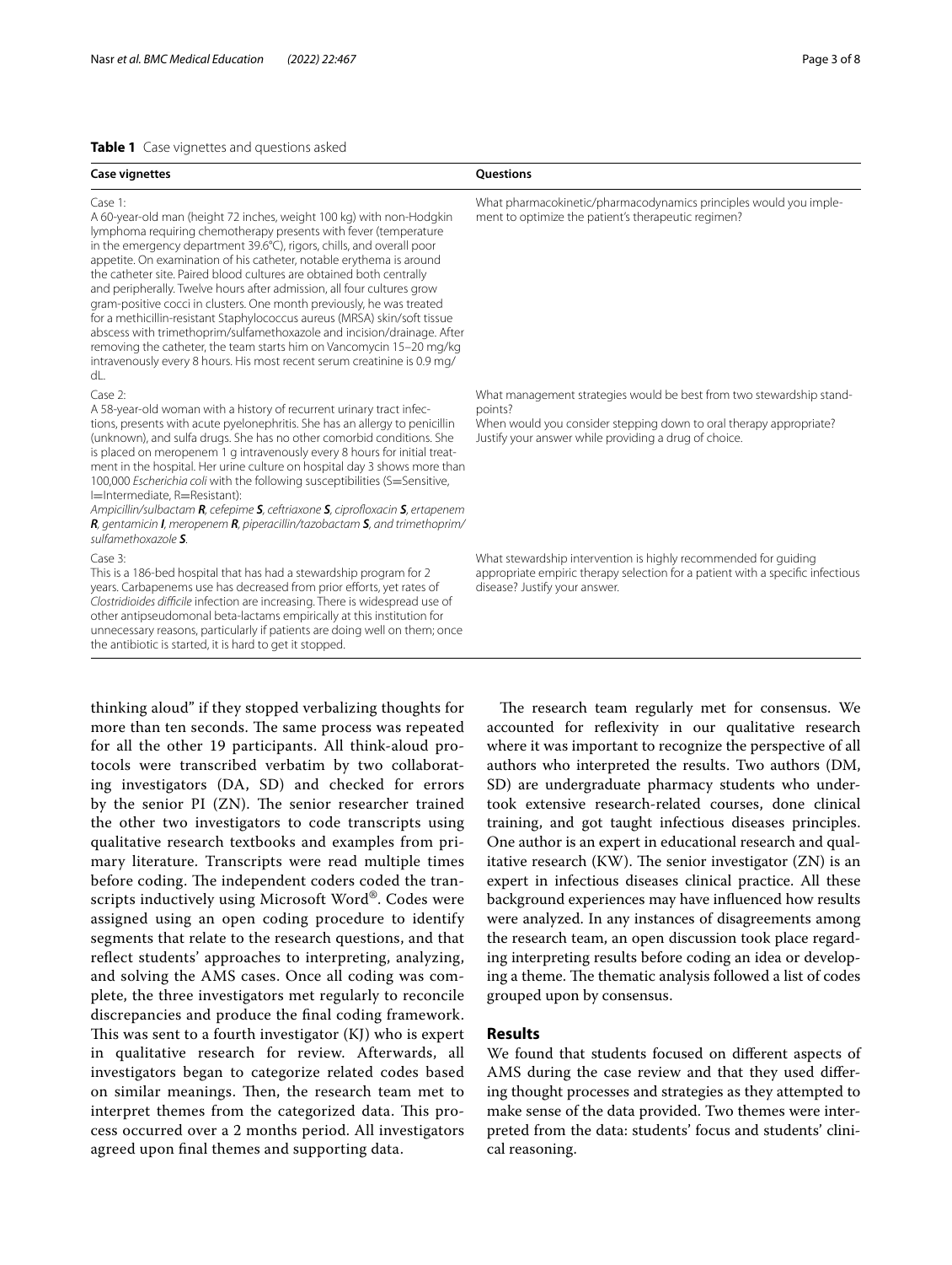**Table 1** Case vignettes and questions asked

| Case vignettes | Questions |
| --- | --- |
| Case 1:<br>A 60-year-old man (height 72 inches, weight 100 kg) with non-Hodgkin lymphoma requiring chemotherapy presents with fever (temperature in the emergency department 39.6°C), rigors, chills, and overall poor appetite. On examination of his catheter, notable erythema is around the catheter site. Paired blood cultures are obtained both centrally and peripherally. Twelve hours after admission, all four cultures grow gram-positive cocci in clusters. One month previously, he was treated for a methicillin-resistant Staphylococcus aureus (MRSA) skin/soft tissue abscess with trimethoprim/sulfamethoxazole and incision/drainage. After removing the catheter, the team starts him on Vancomycin 15–20 mg/kg intravenously every 8 hours. His most recent serum creatinine is 0.9 mg/dL. | What pharmacokinetic/pharmacodynamics principles would you implement to optimize the patient's therapeutic regimen? |
| Case 2:<br>A 58-year-old woman with a history of recurrent urinary tract infections, presents with acute pyelonephritis. She has an allergy to penicillin (unknown), and sulfa drugs. She has no other comorbid conditions. She is placed on meropenem 1 g intravenously every 8 hours for initial treatment in the hospital. Her urine culture on hospital day 3 shows more than 100,000 *Escherichia coli* with the following susceptibilities (S=Sensitive, I=Intermediate, R=Resistant):<br>*Ampicillin/sulbactam* ***R***, *cefepime* ***S***, *ceftriaxone* ***S***, *ciprofloxacin* ***S***, *ertapenem* ***R***, *gentamicin* ***I***, *meropenem* ***R***, *piperacillin/tazobactam* ***S***, *and trimethoprim/sulfamethoxazole* ***S***. | What management strategies would be best from two stewardship standpoints?<br>When would you consider stepping down to oral therapy appropriate? Justify your answer while providing a drug of choice. |
| Case 3:<br>This is a 186-bed hospital that has had a stewardship program for 2 years. Carbapenems use has decreased from prior efforts, yet rates of *Clostridioides difficile* infection are increasing. There is widespread use of other antipseudomonal beta-lactams empirically at this institution for unnecessary reasons, particularly if patients are doing well on them; once the antibiotic is started, it is hard to get it stopped. | What stewardship intervention is highly recommended for guiding appropriate empiric therapy selection for a patient with a specific infectious disease? Justify your answer. |

thinking aloud" if they stopped verbalizing thoughts for more than ten seconds. The same process was repeated for all the other 19 participants. All think-aloud protocols were transcribed verbatim by two collaborating investigators (DA, SD) and checked for errors by the senior PI (ZN). The senior researcher trained the other two investigators to code transcripts using qualitative research textbooks and examples from primary literature. Transcripts were read multiple times before coding. The independent coders coded the transcripts inductively using Microsoft Word®. Codes were assigned using an open coding procedure to identify segments that relate to the research questions, and that reflect students' approaches to interpreting, analyzing, and solving the AMS cases. Once all coding was complete, the three investigators met regularly to reconcile discrepancies and produce the final coding framework. This was sent to a fourth investigator (KJ) who is expert in qualitative research for review. Afterwards, all investigators began to categorize related codes based on similar meanings. Then, the research team met to interpret themes from the categorized data. This process occurred over a 2 months period. All investigators agreed upon final themes and supporting data.

The research team regularly met for consensus. We accounted for reflexivity in our qualitative research where it was important to recognize the perspective of all authors who interpreted the results. Two authors (DM, SD) are undergraduate pharmacy students who undertook extensive research-related courses, done clinical training, and got taught infectious diseases principles. One author is an expert in educational research and qualitative research (KW). The senior investigator (ZN) is an expert in infectious diseases clinical practice. All these background experiences may have influenced how results were analyzed. In any instances of disagreements among the research team, an open discussion took place regarding interpreting results before coding an idea or developing a theme. The thematic analysis followed a list of codes grouped upon by consensus.

## Results

We found that students focused on different aspects of AMS during the case review and that they used differing thought processes and strategies as they attempted to make sense of the data provided. Two themes were interpreted from the data: students' focus and students' clinical reasoning.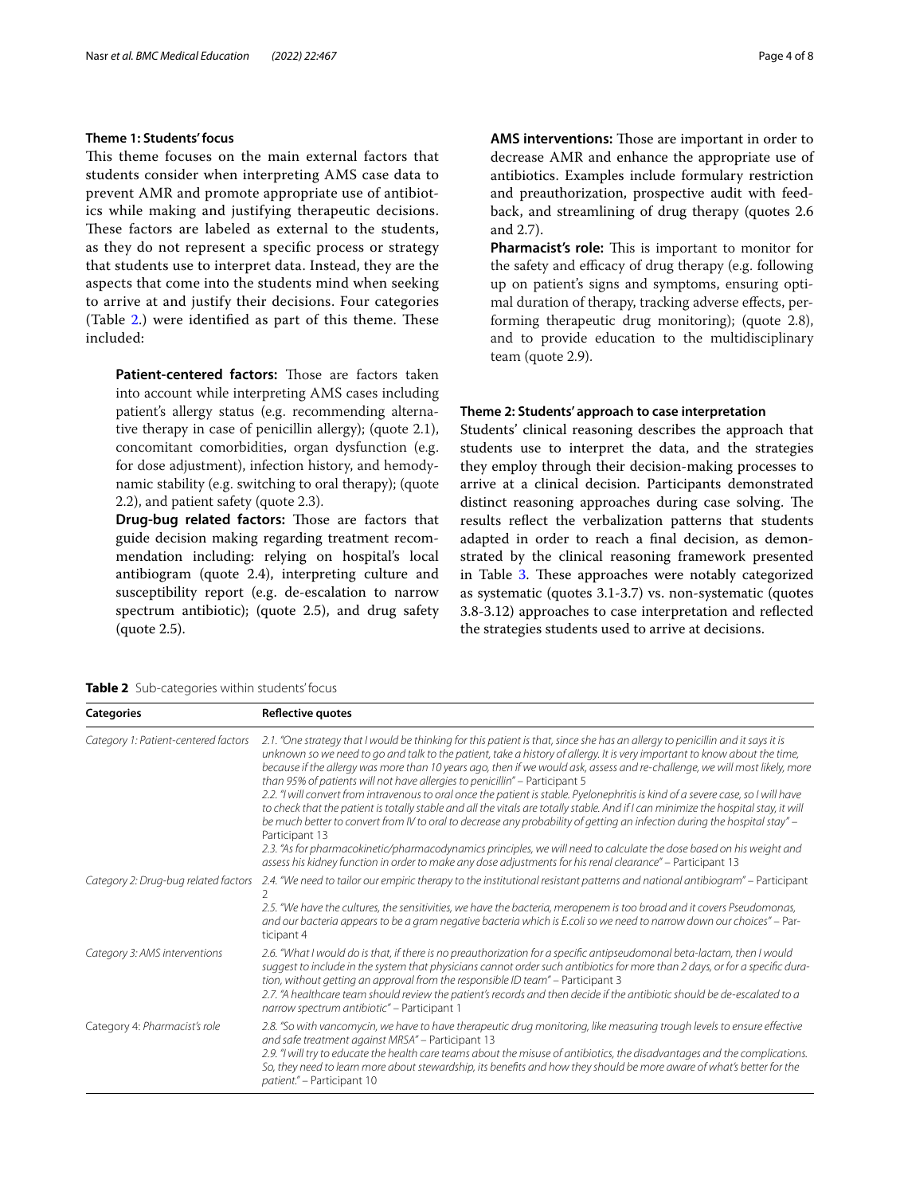### Theme 1: Students' focus

This theme focuses on the main external factors that students consider when interpreting AMS case data to prevent AMR and promote appropriate use of antibiotics while making and justifying therapeutic decisions. These factors are labeled as external to the students, as they do not represent a specific process or strategy that students use to interpret data. Instead, they are the aspects that come into the students mind when seeking to arrive at and justify their decisions. Four categories (Table 2.) were identified as part of this theme. These included:

**Patient-centered factors:** Those are factors taken into account while interpreting AMS cases including patient's allergy status (e.g. recommending alternative therapy in case of penicillin allergy); (quote 2.1), concomitant comorbidities, organ dysfunction (e.g. for dose adjustment), infection history, and hemodynamic stability (e.g. switching to oral therapy); (quote 2.2), and patient safety (quote 2.3).

**Drug-bug related factors:** Those are factors that guide decision making regarding treatment recommendation including: relying on hospital's local antibiogram (quote 2.4), interpreting culture and susceptibility report (e.g. de-escalation to narrow spectrum antibiotic); (quote 2.5), and drug safety (quote 2.5).

**AMS interventions:** Those are important in order to decrease AMR and enhance the appropriate use of antibiotics. Examples include formulary restriction and preauthorization, prospective audit with feedback, and streamlining of drug therapy (quotes 2.6 and 2.7).

**Pharmacist's role:** This is important to monitor for the safety and efficacy of drug therapy (e.g. following up on patient's signs and symptoms, ensuring optimal duration of therapy, tracking adverse effects, performing therapeutic drug monitoring); (quote 2.8), and to provide education to the multidisciplinary team (quote 2.9).

### Theme 2: Students' approach to case interpretation

Students' clinical reasoning describes the approach that students use to interpret the data, and the strategies they employ through their decision-making processes to arrive at a clinical decision. Participants demonstrated distinct reasoning approaches during case solving. The results reflect the verbalization patterns that students adapted in order to reach a final decision, as demonstrated by the clinical reasoning framework presented in Table 3. These approaches were notably categorized as systematic (quotes 3.1-3.7) vs. non-systematic (quotes 3.8-3.12) approaches to case interpretation and reflected the strategies students used to arrive at decisions.

**Table 2** Sub-categories within students' focus

| Categories | Reflective quotes |
|---|---|
| *Category 1: Patient-centered factors* | *2.1. "One strategy that I would be thinking for this patient is that, since she has an allergy to penicillin and it says it is unknown so we need to go and talk to the patient, take a history of allergy. It is very important to know about the time, because if the allergy was more than 10 years ago, then if we would ask, assess and re-challenge, we will most likely, more than 95% of patients will not have allergies to penicillin"* – Participant 5<br>*2.2. "I will convert from intravenous to oral once the patient is stable. Pyelonephritis is kind of a severe case, so I will have to check that the patient is totally stable and all the vitals are totally stable. And if I can minimize the hospital stay, it will be much better to convert from IV to oral to decrease any probability of getting an infection during the hospital stay"* – Participant 13<br>*2.3. "As for pharmacokinetic/pharmacodynamics principles, we will need to calculate the dose based on his weight and assess his kidney function in order to make any dose adjustments for his renal clearance"* – Participant 13 |
| *Category 2: Drug-bug related factors* | *2.4. "We need to tailor our empiric therapy to the institutional resistant patterns and national antibiogram"* – Participant 2<br>*2.5. "We have the cultures, the sensitivities, we have the bacteria, meropenem is too broad and it covers Pseudomonas, and our bacteria appears to be a gram negative bacteria which is E.coli so we need to narrow down our choices"* – Participant 4 |
| *Category 3: AMS interventions* | *2.6. "What I would do is that, if there is no preauthorization for a specific antipseudomonal beta-lactam, then I would suggest to include in the system that physicians cannot order such antibiotics for more than 2 days, or for a specific duration, without getting an approval from the responsible ID team"* – Participant 3<br>*2.7. "A healthcare team should review the patient's records and then decide if the antibiotic should be de-escalated to a narrow spectrum antibiotic"* – Participant 1 |
| Category 4: *Pharmacist's role* | *2.8. "So with vancomycin, we have to have therapeutic drug monitoring, like measuring trough levels to ensure effective and safe treatment against MRSA"* – Participant 13<br>*2.9. "I will try to educate the health care teams about the misuse of antibiotics, the disadvantages and the complications. So, they need to learn more about stewardship, its benefits and how they should be more aware of what's better for the patient."* – Participant 10 |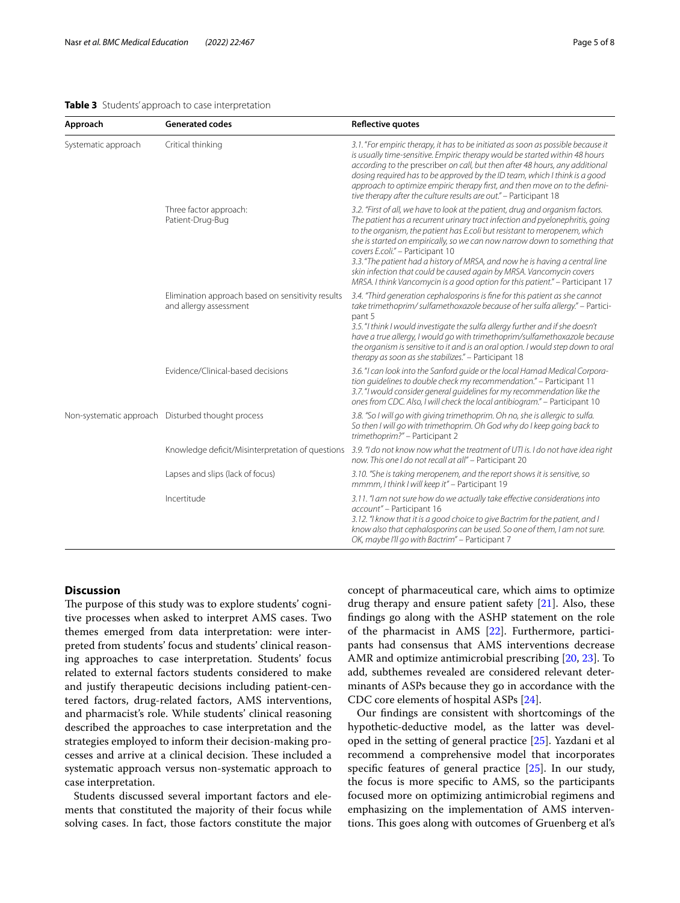**Table 3** Students' approach to case interpretation

| Approach | Generated codes | Reflective quotes |
|---|---|---|
| Systematic approach | Critical thinking | *3.1. "For empiric therapy, it has to be initiated as soon as possible because it is usually time-sensitive. Empiric therapy would be started within 48 hours according to the prescriber on call, but then after 48 hours, any additional dosing required has to be approved by the ID team, which I think is a good approach to optimize empiric therapy first, and then move on to the definitive therapy after the culture results are out."* – Participant 18 |
| | Three factor approach: Patient-Drug-Bug | *3.2. "First of all, we have to look at the patient, drug and organism factors. The patient has a recurrent urinary tract infection and pyelonephritis, going to the organism, the patient has E.coli but resistant to meropenem, which she is started on empirically, so we can now narrow down to something that covers E.coli."* – Participant 10<br>*3.3. "The patient had a history of MRSA, and now he is having a central line skin infection that could be caused again by MRSA. Vancomycin covers MRSA. I think Vancomycin is a good option for this patient."* – Participant 17 |
| | Elimination approach based on sensitivity results and allergy assessment | *3.4. "Third generation cephalosporins is fine for this patient as she cannot take trimethoprim/ sulfamethoxazole because of her sulfa allergy."* – Participant 5<br>*3.5. "I think I would investigate the sulfa allergy further and if she doesn't have a true allergy, I would go with trimethoprim/sulfamethoxazole because the organism is sensitive to it and is an oral option. I would step down to oral therapy as soon as she stabilizes."* – Participant 18 |
| | Evidence/Clinical-based decisions | *3.6. "I can look into the Sanford guide or the local Hamad Medical Corporation guidelines to double check my recommendation."* – Participant 11<br>*3.7. "I would consider general guidelines for my recommendation like the ones from CDC. Also, I will check the local antibiogram."* – Participant 10 |
| Non-systematic approach | Disturbed thought process | *3.8. "So I will go with giving trimethoprim. Oh no, she is allergic to sulfa. So then I will go with trimethoprim. Oh God why do I keep going back to trimethoprim?"* – Participant 2 |
| | Knowledge deficit/Misinterpretation of questions | *3.9. "I do not know now what the treatment of UTI is. I do not have idea right now. This one I do not recall at all"* – Participant 20 |
| | Lapses and slips (lack of focus) | *3.10. "She is taking meropenem, and the report shows it is sensitive, so mmmm, I think I will keep it"* – Participant 19 |
| | Incertitude | *3.11. "I am not sure how do we actually take effective considerations into account"* – Participant 16<br>*3.12. "I know that it is a good choice to give Bactrim for the patient, and I know also that cephalosporins can be used. So one of them, I am not sure. OK, maybe I'll go with Bactrim"* – Participant 7 |

## Discussion

The purpose of this study was to explore students' cognitive processes when asked to interpret AMS cases. Two themes emerged from data interpretation: were interpreted from students' focus and students' clinical reasoning approaches to case interpretation. Students' focus related to external factors students considered to make and justify therapeutic decisions including patient-centered factors, drug-related factors, AMS interventions, and pharmacist's role. While students' clinical reasoning described the approaches to case interpretation and the strategies employed to inform their decision-making processes and arrive at a clinical decision. These included a systematic approach versus non-systematic approach to case interpretation.

Students discussed several important factors and elements that constituted the majority of their focus while solving cases. In fact, those factors constitute the major concept of pharmaceutical care, which aims to optimize drug therapy and ensure patient safety [21]. Also, these findings go along with the ASHP statement on the role of the pharmacist in AMS [22]. Furthermore, participants had consensus that AMS interventions decrease AMR and optimize antimicrobial prescribing [20, 23]. To add, subthemes revealed are considered relevant determinants of ASPs because they go in accordance with the CDC core elements of hospital ASPs [24].

Our findings are consistent with shortcomings of the hypothetic-deductive model, as the latter was developed in the setting of general practice [25]. Yazdani et al recommend a comprehensive model that incorporates specific features of general practice [25]. In our study, the focus is more specific to AMS, so the participants focused more on optimizing antimicrobial regimens and emphasizing on the implementation of AMS interventions. This goes along with outcomes of Gruenberg et al's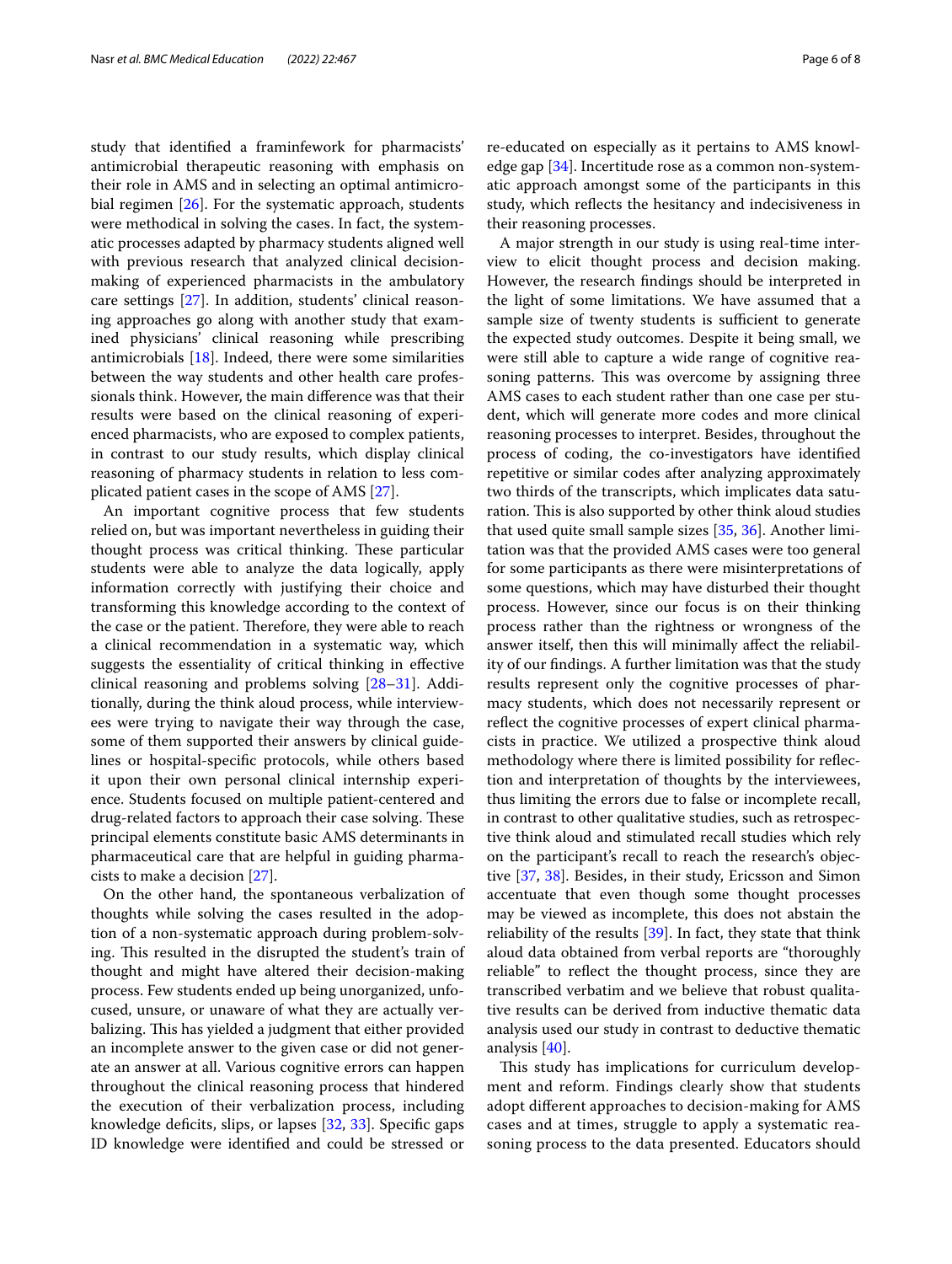study that identified a framinfework for pharmacists' antimicrobial therapeutic reasoning with emphasis on their role in AMS and in selecting an optimal antimicrobial regimen [26]. For the systematic approach, students were methodical in solving the cases. In fact, the systematic processes adapted by pharmacy students aligned well with previous research that analyzed clinical decision-making of experienced pharmacists in the ambulatory care settings [27]. In addition, students' clinical reasoning approaches go along with another study that examined physicians' clinical reasoning while prescribing antimicrobials [18]. Indeed, there were some similarities between the way students and other health care professionals think. However, the main difference was that their results were based on the clinical reasoning of experienced pharmacists, who are exposed to complex patients, in contrast to our study results, which display clinical reasoning of pharmacy students in relation to less complicated patient cases in the scope of AMS [27].

An important cognitive process that few students relied on, but was important nevertheless in guiding their thought process was critical thinking. These particular students were able to analyze the data logically, apply information correctly with justifying their choice and transforming this knowledge according to the context of the case or the patient. Therefore, they were able to reach a clinical recommendation in a systematic way, which suggests the essentiality of critical thinking in effective clinical reasoning and problems solving [28–31]. Additionally, during the think aloud process, while interviewees were trying to navigate their way through the case, some of them supported their answers by clinical guidelines or hospital-specific protocols, while others based it upon their own personal clinical internship experience. Students focused on multiple patient-centered and drug-related factors to approach their case solving. These principal elements constitute basic AMS determinants in pharmaceutical care that are helpful in guiding pharmacists to make a decision [27].

On the other hand, the spontaneous verbalization of thoughts while solving the cases resulted in the adoption of a non-systematic approach during problem-solving. This resulted in the disrupted the student's train of thought and might have altered their decision-making process. Few students ended up being unorganized, unfocused, unsure, or unaware of what they are actually verbalizing. This has yielded a judgment that either provided an incomplete answer to the given case or did not generate an answer at all. Various cognitive errors can happen throughout the clinical reasoning process that hindered the execution of their verbalization process, including knowledge deficits, slips, or lapses [32, 33]. Specific gaps ID knowledge were identified and could be stressed or re-educated on especially as it pertains to AMS knowledge gap [34]. Incertitude rose as a common non-systematic approach amongst some of the participants in this study, which reflects the hesitancy and indecisiveness in their reasoning processes.

A major strength in our study is using real-time interview to elicit thought process and decision making. However, the research findings should be interpreted in the light of some limitations. We have assumed that a sample size of twenty students is sufficient to generate the expected study outcomes. Despite it being small, we were still able to capture a wide range of cognitive reasoning patterns. This was overcome by assigning three AMS cases to each student rather than one case per student, which will generate more codes and more clinical reasoning processes to interpret. Besides, throughout the process of coding, the co-investigators have identified repetitive or similar codes after analyzing approximately two thirds of the transcripts, which implicates data saturation. This is also supported by other think aloud studies that used quite small sample sizes [35, 36]. Another limitation was that the provided AMS cases were too general for some participants as there were misinterpretations of some questions, which may have disturbed their thought process. However, since our focus is on their thinking process rather than the rightness or wrongness of the answer itself, then this will minimally affect the reliability of our findings. A further limitation was that the study results represent only the cognitive processes of pharmacy students, which does not necessarily represent or reflect the cognitive processes of expert clinical pharmacists in practice. We utilized a prospective think aloud methodology where there is limited possibility for reflection and interpretation of thoughts by the interviewees, thus limiting the errors due to false or incomplete recall, in contrast to other qualitative studies, such as retrospective think aloud and stimulated recall studies which rely on the participant's recall to reach the research's objective [37, 38]. Besides, in their study, Ericsson and Simon accentuate that even though some thought processes may be viewed as incomplete, this does not abstain the reliability of the results [39]. In fact, they state that think aloud data obtained from verbal reports are "thoroughly reliable" to reflect the thought process, since they are transcribed verbatim and we believe that robust qualitative results can be derived from inductive thematic data analysis used our study in contrast to deductive thematic analysis [40].

This study has implications for curriculum development and reform. Findings clearly show that students adopt different approaches to decision-making for AMS cases and at times, struggle to apply a systematic reasoning process to the data presented. Educators should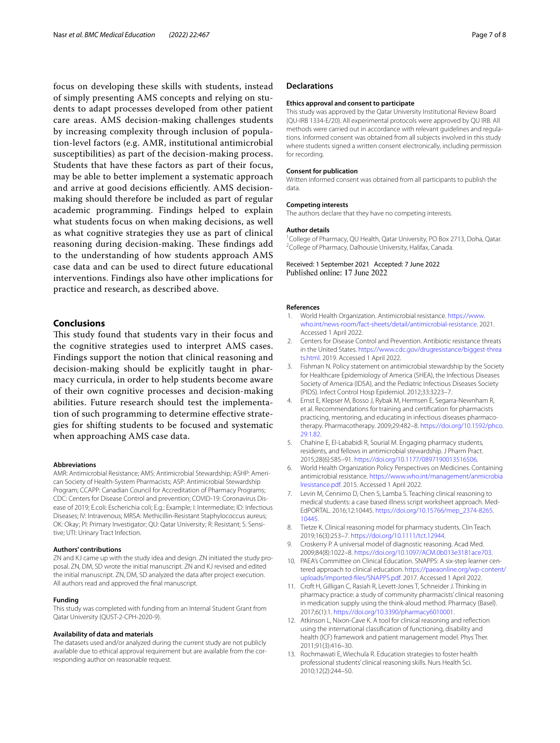focus on developing these skills with students, instead of simply presenting AMS concepts and relying on students to adapt processes developed from other patient care areas. AMS decision-making challenges students by increasing complexity through inclusion of population-level factors (e.g. AMR, institutional antimicrobial susceptibilities) as part of the decision-making process. Students that have these factors as part of their focus, may be able to better implement a systematic approach and arrive at good decisions efficiently. AMS decision-making should therefore be included as part of regular academic programming. Findings helped to explain what students focus on when making decisions, as well as what cognitive strategies they use as part of clinical reasoning during decision-making. These findings add to the understanding of how students approach AMS case data and can be used to direct future educational interventions. Findings also have other implications for practice and research, as described above.

## Conclusions

This study found that students vary in their focus and the cognitive strategies used to interpret AMS cases. Findings support the notion that clinical reasoning and decision-making should be explicitly taught in pharmacy curricula, in order to help students become aware of their own cognitive processes and decision-making abilities. Future research should test the implementation of such programming to determine effective strategies for shifting students to be focused and systematic when approaching AMS case data.

#### Abbreviations

AMR: Antimicrobial Resistance; AMS: Antimicrobial Stewardship; ASHP: American Society of Health-System Pharmacists; ASP: Antimicrobial Stewardship Program; CCAPP: Canadian Council for Accreditation of Pharmacy Programs; CDC: Centers for Disease Control and prevention; COVID-19: Coronavirus Disease of 2019; E.coli: Escherichia coli; E.g.: Example; I: Intermediate; ID: Infectious Diseases; IV: Intravenous; MRSA: Methicillin-Resistant Staphylococcus aureus; OK: Okay; PI: Primary Investigator; QU: Qatar University; R: Resistant; S: Sensitive; UTI: Urinary Tract Infection.

#### Authors' contributions

ZN and KJ came up with the study idea and design. ZN initiated the study proposal. ZN, DM, SD wrote the initial manuscript. ZN and KJ revised and edited the initial manuscript. ZN, DM, SD analyzed the data after project execution. All authors read and approved the final manuscript.

#### Funding

This study was completed with funding from an Internal Student Grant from Qatar University (QUST-2-CPH-2020-9).

#### Availability of data and materials

The datasets used and/or analyzed during the current study are not publicly available due to ethical approval requirement but are available from the corresponding author on reasonable request.

## Declarations

#### Ethics approval and consent to participate

This study was approved by the Qatar University Institutional Review Board (QU-IRB 1334-E/20). All experimental protocols were approved by QU IRB. All methods were carried out in accordance with relevant guidelines and regulations. Informed consent was obtained from all subjects involved in this study where students signed a written consent electronically, including permission for recording.

#### Consent for publication

Written informed consent was obtained from all participants to publish the data.

#### Competing interests

The authors declare that they have no competing interests.

#### Author details

[1]College of Pharmacy, QU Health, Qatar University, PO Box 2713, Doha, Qatar. [2]College of Pharmacy, Dalhousie University, Halifax, Canada.

Received: 1 September 2021 Accepted: 7 June 2022
Published online: 17 June 2022

#### References

1. World Health Organization. Antimicrobial resistance. https://www.who.int/news-room/fact-sheets/detail/antimicrobial-resistance. 2021. Accessed 1 April 2022.
2. Centers for Disease Control and Prevention. Antibiotic resistance threats in the United States. https://www.cdc.gov/drugresistance/biggest-threats.html. 2019. Accessed 1 April 2022.
3. Fishman N. Policy statement on antimicrobial stewardship by the Society for Healthcare Epidemiology of America (SHEA), the Infectious Diseases Society of America (IDSA), and the Pediatric Infectious Diseases Society (PIDS). Infect Control Hosp Epidemiol. 2012;33:3223–7.
4. Ernst E, Klepser M, Bosso J, Rybak M, Hermsen E, Segarra-Newnham R, et al. Recommendations for training and certification for pharmacists practicing, mentoring, and educating in infectious diseases pharmacotherapy. Pharmacotherapy. 2009;29:482–8. https://doi.org/10.1592/phco.29.1.82.
5. Chahine E, El-Lababidi R, Sourial M. Engaging pharmacy students, residents, and fellows in antimicrobial stewardship. J Pharm Pract. 2015;28(6):585–91. https://doi.org/10.1177/0897190013516506.
6. World Health Organization Policy Perspectives on Medicines. Containing antimicrobial resistance. https://www.who.int/management/anmicrobialresistance.pdf. 2015. Accessed 1 April 2022.
7. Levin M, Cennimo D, Chen S, Lamba S. Teaching clinical reasoning to medical students: a case based illness script worksheet approach. MedEdPORTAL. 2016;12:10445. https://doi.org/10.15766/mep_2374-8265.10445.
8. Tietze K. Clinical reasoning model for pharmacy students. Clin Teach. 2019;16(3):253–7. https://doi.org/10.1111/tct.12944.
9. Croskerry P. A universal model of diagnostic reasoning. Acad Med. 2009;84(8):1022–8. https://doi.org/10.1097/ACM.0b013e3181ace703.
10. PAEA's Committee on Clinical Education. SNAPPS: A six-step learner centered approach to clinical education. https://paeaonline.org/wp-content/uploads/imported-files/SNAPPS.pdf. 2017. Accessed 1 April 2022.
11. Croft H, Gilligan C, Rasiah R, Levett-Jones T, Schneider J. Thinking in pharmacy practice: a study of community pharmacists' clinical reasoning in medication supply using the think-aloud method. Pharmacy (Basel). 2017;6(1):1. https://doi.org/10.3390/pharmacy6010001.
12. Atkinson L, Nixon-Cave K. A tool for clinical reasoning and reflection using the international classification of functioning, disability and health (ICF) framework and patient management model. Phys Ther. 2011;91(3):416–30.
13. Rochmawati E, Wiechula R. Education strategies to foster health professional students' clinical reasoning skills. Nurs Health Sci. 2010;12(2):244–50.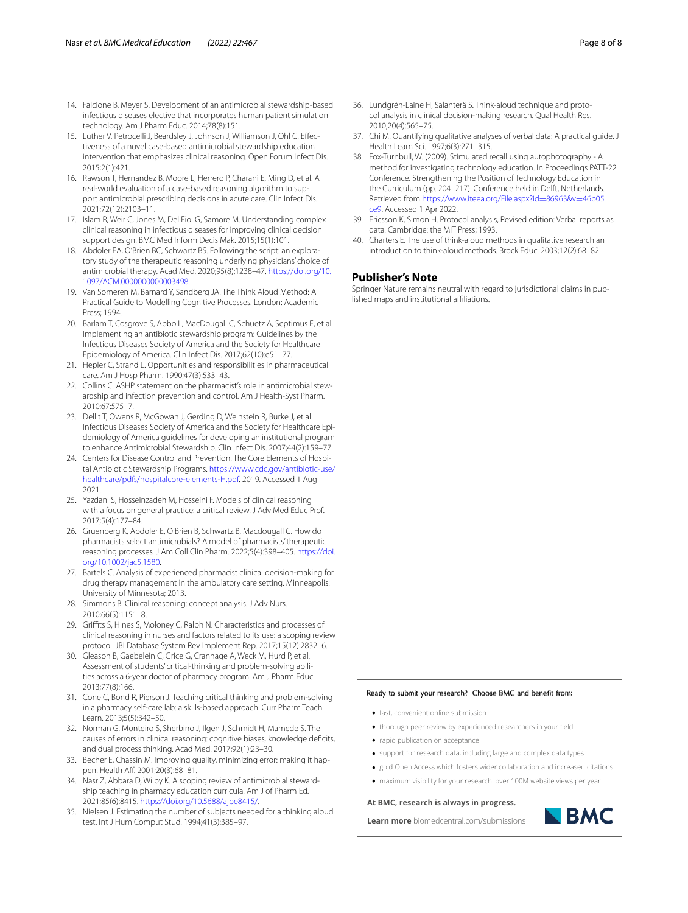14. Falcione B, Meyer S. Development of an antimicrobial stewardship-based infectious diseases elective that incorporates human patient simulation technology. Am J Pharm Educ. 2014;78(8):151.
15. Luther V, Petrocelli J, Beardsley J, Johnson J, Williamson J, Ohl C. Effectiveness of a novel case-based antimicrobial stewardship education intervention that emphasizes clinical reasoning. Open Forum Infect Dis. 2015;2(1):421.
16. Rawson T, Hernandez B, Moore L, Herrero P, Charani E, Ming D, et al. A real-world evaluation of a case-based reasoning algorithm to support antimicrobial prescribing decisions in acute care. Clin Infect Dis. 2021;72(12):2103–11.
17. Islam R, Weir C, Jones M, Del Fiol G, Samore M. Understanding complex clinical reasoning in infectious diseases for improving clinical decision support design. BMC Med Inform Decis Mak. 2015;15(1):101.
18. Abdoler EA, O'Brien BC, Schwartz BS. Following the script: an exploratory study of the therapeutic reasoning underlying physicians' choice of antimicrobial therapy. Acad Med. 2020;95(8):1238–47. https://doi.org/10.1097/ACM.0000000000003498.
19. Van Someren M, Barnard Y, Sandberg JA. The Think Aloud Method: A Practical Guide to Modelling Cognitive Processes. London: Academic Press; 1994.
20. Barlam T, Cosgrove S, Abbo L, MacDougall C, Schuetz A, Septimus E, et al. Implementing an antibiotic stewardship program: Guidelines by the Infectious Diseases Society of America and the Society for Healthcare Epidemiology of America. Clin Infect Dis. 2017;62(10):e51–77.
21. Hepler C, Strand L. Opportunities and responsibilities in pharmaceutical care. Am J Hosp Pharm. 1990;47(3):533–43.
22. Collins C. ASHP statement on the pharmacist's role in antimicrobial stewardship and infection prevention and control. Am J Health-Syst Pharm. 2010;67:575–7.
23. Dellit T, Owens R, McGowan J, Gerding D, Weinstein R, Burke J, et al. Infectious Diseases Society of America and the Society for Healthcare Epidemiology of America guidelines for developing an institutional program to enhance Antimicrobial Stewardship. Clin Infect Dis. 2007;44(2):159–77.
24. Centers for Disease Control and Prevention. The Core Elements of Hospital Antibiotic Stewardship Programs. https://www.cdc.gov/antibiotic-use/healthcare/pdfs/hospitalcore-elements-H.pdf. 2019. Accessed 1 Aug 2021.
25. Yazdani S, Hosseinzadeh M, Hosseini F. Models of clinical reasoning with a focus on general practice: a critical review. J Adv Med Educ Prof. 2017;5(4):177–84.
26. Gruenberg K, Abdoler E, O'Brien B, Schwartz B, Macdougall C. How do pharmacists select antimicrobials? A model of pharmacists' therapeutic reasoning processes. J Am Coll Clin Pharm. 2022;5(4):398–405. https://doi.org/10.1002/jac5.1580.
27. Bartels C. Analysis of experienced pharmacist clinical decision-making for drug therapy management in the ambulatory care setting. Minneapolis: University of Minnesota; 2013.
28. Simmons B. Clinical reasoning: concept analysis. J Adv Nurs. 2010;66(5):1151–8.
29. Griffits S, Hines S, Moloney C, Ralph N. Characteristics and processes of clinical reasoning in nurses and factors related to its use: a scoping review protocol. JBI Database System Rev Implement Rep. 2017;15(12):2832–6.
30. Gleason B, Gaebelein C, Grice G, Crannage A, Weck M, Hurd P, et al. Assessment of students' critical-thinking and problem-solving abilities across a 6-year doctor of pharmacy program. Am J Pharm Educ. 2013;77(8):166.
31. Cone C, Bond R, Pierson J. Teaching critical thinking and problem-solving in a pharmacy self-care lab: a skills-based approach. Curr Pharm Teach Learn. 2013;5(5):342–50.
32. Norman G, Monteiro S, Sherbino J, Ilgen J, Schmidt H, Mamede S. The causes of errors in clinical reasoning: cognitive biases, knowledge deficits, and dual process thinking. Acad Med. 2017;92(1):23–30.
33. Becher E, Chassin M. Improving quality, minimizing error: making it happen. Health Aff. 2001;20(3):68–81.
34. Nasr Z, Abbara D, Wilby K. A scoping review of antimicrobial stewardship teaching in pharmacy education curricula. Am J of Pharm Ed. 2021;85(6):8415. https://doi.org/10.5688/ajpe8415/.
35. Nielsen J. Estimating the number of subjects needed for a thinking aloud test. Int J Hum Comput Stud. 1994;41(3):385–97.
36. Lundgrén-Laine H, Salanterä S. Think-aloud technique and protocol analysis in clinical decision-making research. Qual Health Res. 2010;20(4):565–75.
37. Chi M. Quantifying qualitative analyses of verbal data: A practical guide. J Health Learn Sci. 1997;6(3):271–315.
38. Fox-Turnbull, W. (2009). Stimulated recall using autophotography - A method for investigating technology education. In Proceedings PATT-22 Conference. Strengthening the Position of Technology Education in the Curriculum (pp. 204–217). Conference held in Delft, Netherlands. Retrieved from https://www.iteea.org/File.aspx?id=86963&v=46b05ce9. Accessed 1 Apr 2022.
39. Ericsson K, Simon H. Protocol analysis, Revised edition: Verbal reports as data. Cambridge: the MIT Press; 1993.
40. Charters E. The use of think-aloud methods in qualitative research an introduction to think-aloud methods. Brock Educ. 2003;12(2):68–82.

## Publisher's Note

Springer Nature remains neutral with regard to jurisdictional claims in published maps and institutional affiliations.

Ready to submit your research? Choose BMC and benefit from:

- fast, convenient online submission
- thorough peer review by experienced researchers in your field
- rapid publication on acceptance
- support for research data, including large and complex data types
- gold Open Access which fosters wider collaboration and increased citations
- maximum visibility for your research: over 100M website views per year

**At BMC, research is always in progress.**

**Learn more** biomedcentral.com/submissions